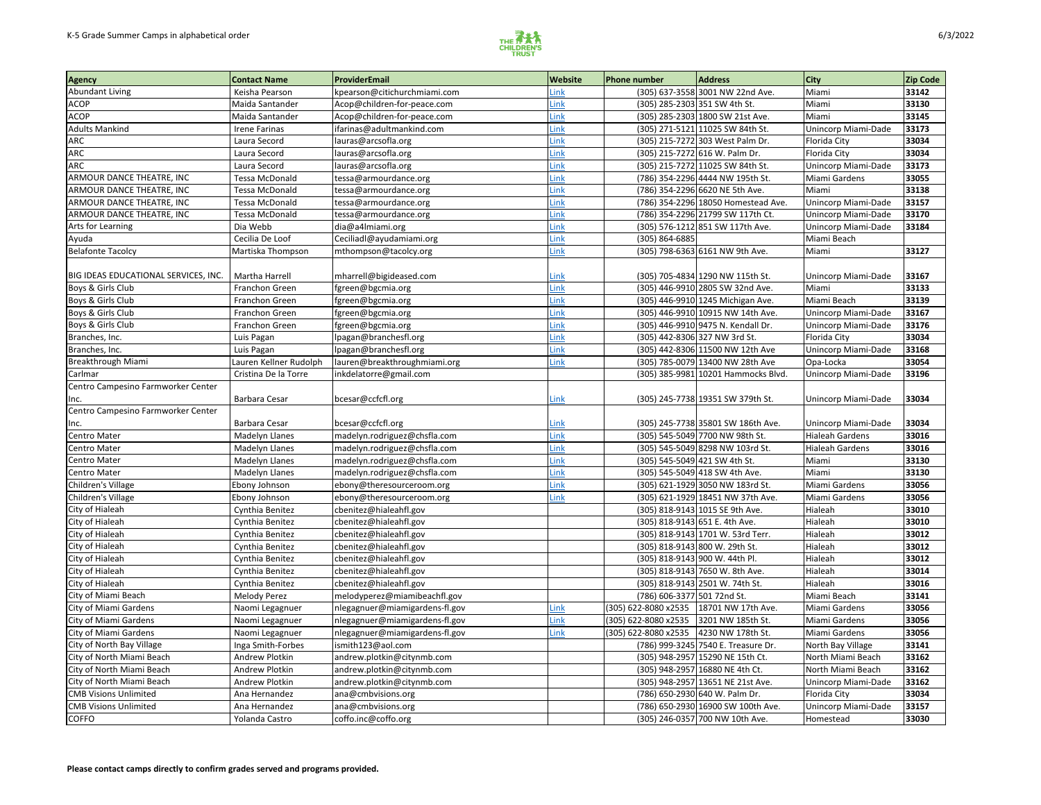K-5 Grade Summer Camps in alphabetical order

| Agency | Contact Name | ProviderEmail | Website | Phone number | Address | City | Zip Code |
|---|---|---|---|---|---|---|---|
| Abundant Living | Keisha Pearson | kpearson@citichurchmiami.com | Link | (305) 637-3558 | 3001 NW 22nd Ave. | Miami | 33142 |
| ACOP | Maida Santander | Acop@children-for-peace.com | Link | (305) 285-2303 | 351 SW 4th St. | Miami | 33130 |
| ACOP | Maida Santander | Acop@children-for-peace.com | Link | (305) 285-2303 | 1800 SW 21st Ave. | Miami | 33145 |
| Adults Mankind | Irene Farinas | ifarinas@adultmankind.com | Link | (305) 271-5121 | 11025 SW 84th St. | Unincorp Miami-Dade | 33173 |
| ARC | Laura Secord | lauras@arcsofla.org | Link | (305) 215-7272 | 303 West Palm Dr. | Florida City | 33034 |
| ARC | Laura Secord | lauras@arcsofla.org | Link | (305) 215-7272 | 616 W. Palm Dr. | Florida City | 33034 |
| ARC | Laura Secord | lauras@arcsofla.org | Link | (305) 215-7272 | 11025 SW 84th St. | Unincorp Miami-Dade | 33173 |
| ARMOUR DANCE THEATRE, INC | Tessa McDonald | tessa@armourdance.org | Link | (786) 354-2296 | 4444 NW 195th St. | Miami Gardens | 33055 |
| ARMOUR DANCE THEATRE, INC | Tessa McDonald | tessa@armourdance.org | Link | (786) 354-2296 | 6620 NE 5th Ave. | Miami | 33138 |
| ARMOUR DANCE THEATRE, INC | Tessa McDonald | tessa@armourdance.org | Link | (786) 354-2296 | 18050 Homestead Ave. | Unincorp Miami-Dade | 33157 |
| ARMOUR DANCE THEATRE, INC | Tessa McDonald | tessa@armourdance.org | Link | (786) 354-2296 | 21799 SW 117th Ct. | Unincorp Miami-Dade | 33170 |
| Arts for Learning | Dia Webb | dia@a4lmiami.org | Link | (305) 576-1212 | 851 SW 117th Ave. | Unincorp Miami-Dade | 33184 |
| Ayuda | Cecilia De Loof | Ceciliadl@ayudamiami.org | Link | (305) 864-6885 | | Miami Beach | |
| Belafonte Tacolcy | Martiska Thompson | mthompson@tacolcy.org | Link | (305) 798-6363 | 6161 NW 9th Ave. | Miami | 33127 |
| BIG IDEAS EDUCATIONAL SERVICES, INC. | Martha Harrell | mharrell@bigideased.com | Link | (305) 705-4834 | 1290 NW 115th St. | Unincorp Miami-Dade | 33167 |
| Boys & Girls Club | Franchon Green | fgreen@bgcmia.org | Link | (305) 446-9910 | 2805 SW 32nd Ave. | Miami | 33133 |
| Boys & Girls Club | Franchon Green | fgreen@bgcmia.org | Link | (305) 446-9910 | 1245 Michigan Ave. | Miami Beach | 33139 |
| Boys & Girls Club | Franchon Green | fgreen@bgcmia.org | Link | (305) 446-9910 | 10915 NW 14th Ave. | Unincorp Miami-Dade | 33167 |
| Boys & Girls Club | Franchon Green | fgreen@bgcmia.org | Link | (305) 446-9910 | 9475 N. Kendall Dr. | Unincorp Miami-Dade | 33176 |
| Branches, Inc. | Luis Pagan | lpagan@branchesfl.org | Link | (305) 442-8306 | 327 NW 3rd St. | Florida City | 33034 |
| Branches, Inc. | Luis Pagan | lpagan@branchesfl.org | Link | (305) 442-8306 | 11500 NW 12th Ave | Unincorp Miami-Dade | 33168 |
| Breakthrough Miami | Lauren Kellner Rudolph | lauren@breakthroughmiami.org | Link | (305) 785-0079 | 13400 NW 28th Ave | Opa-Locka | 33054 |
| Carlmar | Cristina De la Torre | inkdelatorre@gmail.com | | (305) 385-9981 | 10201 Hammocks Blvd. | Unincorp Miami-Dade | 33196 |
| Centro Campesino Farmworker Center Inc. | Barbara Cesar | bcesar@ccfcfl.org | Link | (305) 245-7738 | 19351 SW 379th St. | Unincorp Miami-Dade | 33034 |
| Centro Campesino Farmworker Center Inc. | Barbara Cesar | bcesar@ccfcfl.org | Link | (305) 245-7738 | 35801 SW 186th Ave. | Unincorp Miami-Dade | 33034 |
| Centro Mater | Madelyn Llanes | madelyn.rodriguez@chsfla.com | Link | (305) 545-5049 | 7700 NW 98th St. | Hialeah Gardens | 33016 |
| Centro Mater | Madelyn Llanes | madelyn.rodriguez@chsfla.com | Link | (305) 545-5049 | 8298 NW 103rd St. | Hialeah Gardens | 33016 |
| Centro Mater | Madelyn Llanes | madelyn.rodriguez@chsfla.com | Link | (305) 545-5049 | 421 SW 4th St. | Miami | 33130 |
| Centro Mater | Madelyn Llanes | madelyn.rodriguez@chsfla.com | Link | (305) 545-5049 | 418 SW 4th Ave. | Miami | 33130 |
| Children's Village | Ebony Johnson | ebony@theresourceroom.org | Link | (305) 621-1929 | 3050 NW 183rd St. | Miami Gardens | 33056 |
| Children's Village | Ebony Johnson | ebony@theresourceroom.org | Link | (305) 621-1929 | 18451 NW 37th Ave. | Miami Gardens | 33056 |
| City of Hialeah | Cynthia Benitez | cbenitez@hialeahfl.gov | | (305) 818-9143 | 1015 SE 9th Ave. | Hialeah | 33010 |
| City of Hialeah | Cynthia Benitez | cbenitez@hialeahfl.gov | | (305) 818-9143 | 651 E. 4th Ave. | Hialeah | 33010 |
| City of Hialeah | Cynthia Benitez | cbenitez@hialeahfl.gov | | (305) 818-9143 | 1701 W. 53rd Terr. | Hialeah | 33012 |
| City of Hialeah | Cynthia Benitez | cbenitez@hialeahfl.gov | | (305) 818-9143 | 800 W. 29th St. | Hialeah | 33012 |
| City of Hialeah | Cynthia Benitez | cbenitez@hialeahfl.gov | | (305) 818-9143 | 900 W. 44th Pl. | Hialeah | 33012 |
| City of Hialeah | Cynthia Benitez | cbenitez@hialeahfl.gov | | (305) 818-9143 | 7650 W. 8th Ave. | Hialeah | 33014 |
| City of Hialeah | Cynthia Benitez | cbenitez@hialeahfl.gov | | (305) 818-9143 | 2501 W. 74th St. | Hialeah | 33016 |
| City of Miami Beach | Melody Perez | melodyperez@miamibeachfl.gov | | (786) 606-3377 | 501 72nd St. | Miami Beach | 33141 |
| City of Miami Gardens | Naomi Legagnuer | nlegagnuer@miamigardens-fl.gov | Link | (305) 622-8080 x2535 | 18701 NW 17th Ave. | Miami Gardens | 33056 |
| City of Miami Gardens | Naomi Legagnuer | nlegagnuer@miamigardens-fl.gov | Link | (305) 622-8080 x2535 | 3201 NW 185th St. | Miami Gardens | 33056 |
| City of Miami Gardens | Naomi Legagnuer | nlegagnuer@miamigardens-fl.gov | Link | (305) 622-8080 x2535 | 4230 NW 178th St. | Miami Gardens | 33056 |
| City of North Bay Village | Inga Smith-Forbes | ismith123@aol.com | | (786) 999-3245 | 7540 E. Treasure Dr. | North Bay Village | 33141 |
| City of North Miami Beach | Andrew Plotkin | andrew.plotkin@citynmb.com | | (305) 948-2957 | 15290 NE 15th Ct. | North Miami Beach | 33162 |
| City of North Miami Beach | Andrew Plotkin | andrew.plotkin@citynmb.com | | (305) 948-2957 | 16880 NE 4th Ct. | North Miami Beach | 33162 |
| City of North Miami Beach | Andrew Plotkin | andrew.plotkin@citynmb.com | | (305) 948-2957 | 13651 NE 21st Ave. | Unincorp Miami-Dade | 33162 |
| CMB Visions Unlimited | Ana Hernandez | ana@cmbvisions.org | | (786) 650-2930 | 640 W. Palm Dr. | Florida City | 33034 |
| CMB Visions Unlimited | Ana Hernandez | ana@cmbvisions.org | | (786) 650-2930 | 16900 SW 100th Ave. | Unincorp Miami-Dade | 33157 |
| COFFO | Yolanda Castro | coffo.inc@coffo.org | | (305) 246-0357 | 700 NW 10th Ave. | Homestead | 33030 |

**Please contact camps directly to confirm grades served and programs provided.**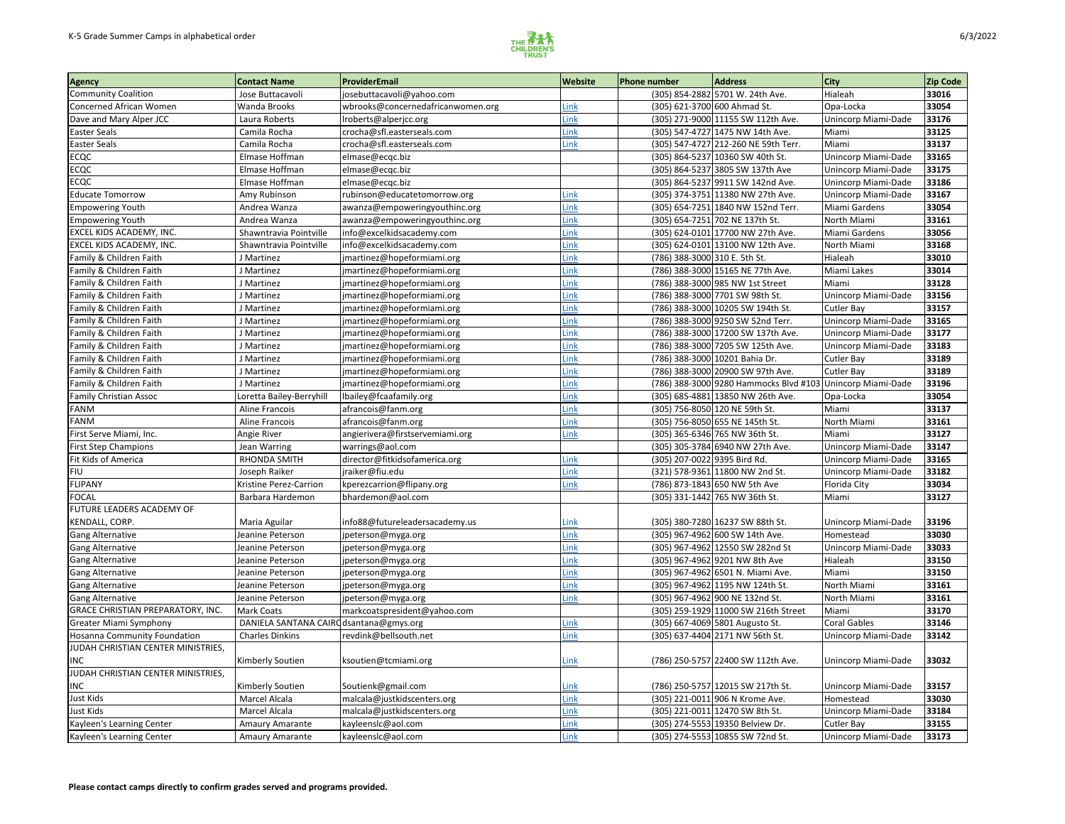| Agency | Contact Name | ProviderEmail | Website | Phone number | Address | City | Zip Code |
|---|---|---|---|---|---|---|---|
| Community Coalition | Jose Buttacavoli | josebuttacavoli@yahoo.com | | (305) 854-2882 | 5701 W. 24th Ave. | Hialeah | 33016 |
| Concerned African Women | Wanda Brooks | wbrooks@concernedafricanwomen.org | Link | (305) 621-3700 | 600 Ahmad St. | Opa-Locka | 33054 |
| Dave and Mary Alper JCC | Laura Roberts | lroberts@alperjcc.org | Link | (305) 271-9000 | 11155 SW 112th Ave. | Unincorp Miami-Dade | 33176 |
| Easter Seals | Camila Rocha | crocha@sfl.easterseals.com | Link | (305) 547-4727 | 1475 NW 14th Ave. | Miami | 33125 |
| Easter Seals | Camila Rocha | crocha@sfl.easterseals.com | Link | (305) 547-4727 | 212-260 NE 59th Terr. | Miami | 33137 |
| ECQC | Elmase Hoffman | elmase@ecqc.biz | | (305) 864-5237 | 10360 SW 40th St. | Unincorp Miami-Dade | 33165 |
| ECQC | Elmase Hoffman | elmase@ecqc.biz | | (305) 864-5237 | 3805 SW 137th Ave | Unincorp Miami-Dade | 33175 |
| ECQC | Elmase Hoffman | elmase@ecqc.biz | | (305) 864-5237 | 9911 SW 142nd Ave. | Unincorp Miami-Dade | 33186 |
| Educate Tomorrow | Amy Rubinson | rubinson@educatetomorrow.org | Link | (305) 374-3751 | 11380 NW 27th Ave. | Unincorp Miami-Dade | 33167 |
| Empowering Youth | Andrea Wanza | awanza@empoweringyouthinc.org | Link | (305) 654-7251 | 1840 NW 152nd Terr. | Miami Gardens | 33054 |
| Empowering Youth | Andrea Wanza | awanza@empoweringyouthinc.org | Link | (305) 654-7251 | 702 NE 137th St. | North Miami | 33161 |
| EXCEL KIDS ACADEMY, INC. | Shawntravia Pointville | info@excelkidsacademy.com | Link | (305) 624-0101 | 17700 NW 27th Ave. | Miami Gardens | 33056 |
| EXCEL KIDS ACADEMY, INC. | Shawntravia Pointville | info@excelkidsacademy.com | Link | (305) 624-0101 | 13100 NW 12th Ave. | North Miami | 33168 |
| Family & Children Faith | J Martinez | jmartinez@hopeformiami.org | Link | (786) 388-3000 | 310 E. 5th St. | Hialeah | 33010 |
| Family & Children Faith | J Martinez | jmartinez@hopeformiami.org | Link | (786) 388-3000 | 15165 NE 77th Ave. | Miami Lakes | 33014 |
| Family & Children Faith | J Martinez | jmartinez@hopeformiami.org | Link | (786) 388-3000 | 985 NW 1st Street | Miami | 33128 |
| Family & Children Faith | J Martinez | jmartinez@hopeformiami.org | Link | (786) 388-3000 | 7701 SW 98th St. | Unincorp Miami-Dade | 33156 |
| Family & Children Faith | J Martinez | jmartinez@hopeformiami.org | Link | (786) 388-3000 | 10205 SW 194th St. | Cutler Bay | 33157 |
| Family & Children Faith | J Martinez | jmartinez@hopeformiami.org | Link | (786) 388-3000 | 9250 SW 52nd Terr. | Unincorp Miami-Dade | 33165 |
| Family & Children Faith | J Martinez | jmartinez@hopeformiami.org | Link | (786) 388-3000 | 17200 SW 137th Ave. | Unincorp Miami-Dade | 33177 |
| Family & Children Faith | J Martinez | jmartinez@hopeformiami.org | Link | (786) 388-3000 | 7205 SW 125th Ave. | Unincorp Miami-Dade | 33183 |
| Family & Children Faith | J Martinez | jmartinez@hopeformiami.org | Link | (786) 388-3000 | 10201 Bahia Dr. | Cutler Bay | 33189 |
| Family & Children Faith | J Martinez | jmartinez@hopeformiami.org | Link | (786) 388-3000 | 20900 SW 97th Ave. | Cutler Bay | 33189 |
| Family & Children Faith | J Martinez | jmartinez@hopeformiami.org | Link | (786) 388-3000 | 9280 Hammocks Blvd #103 | Unincorp Miami-Dade | 33196 |
| Family Christian Assoc | Loretta Bailey-Berryhill | lbailey@fcaafamily.org | Link | (305) 685-4881 | 13850 NW 26th Ave. | Opa-Locka | 33054 |
| FANM | Aline Francois | afrancois@fanm.org | Link | (305) 756-8050 | 120 NE 59th St. | Miami | 33137 |
| FANM | Aline Francois | afrancois@fanm.org | Link | (305) 756-8050 | 655 NE 145th St. | North Miami | 33161 |
| First Serve Miami, Inc. | Angie River | angierivera@firstservemiami.org | Link | (305) 365-6346 | 765 NW 36th St. | Miami | 33127 |
| First Step Champions | Jean Warring | warrings@aol.com | | (305) 305-3784 | 6940 NW 27th Ave. | Unincorp Miami-Dade | 33147 |
| Fit Kids of America | RHONDA SMITH | director@fitkidsofamerica.org | Link | (305) 207-0022 | 9395 Bird Rd. | Unincorp Miami-Dade | 33165 |
| FIU | Joseph Raiker | jraiker@fiu.edu | Link | (321) 578-9361 | 11800 NW 2nd St. | Unincorp Miami-Dade | 33182 |
| FLIPANY | Kristine Perez-Carrion | kperezcarrion@flipany.org | Link | (786) 873-1843 | 650 NW 5th Ave | Florida City | 33034 |
| FOCAL | Barbara Hardemon | bhardemon@aol.com | | (305) 331-1442 | 765 NW 36th St. | Miami | 33127 |
| FUTURE LEADERS ACADEMY OF KENDALL, CORP. | Maria Aguilar | info88@futureleadersacadem y.us | Link | (305) 380-7280 | 16237 SW 88th St. | Unincorp Miami-Dade | 33196 |
| Gang Alternative | Jeanine Peterson | jpeterson@myga.org | Link | (305) 967-4962 | 600 SW 14th Ave. | Homestead | 33030 |
| Gang Alternative | Jeanine Peterson | jpeterson@myga.org | Link | (305) 967-4962 | 12550 SW 282nd St | Unincorp Miami-Dade | 33033 |
| Gang Alternative | Jeanine Peterson | jpeterson@myga.org | Link | (305) 967-4962 | 9201 NW 8th Ave | Hialeah | 33150 |
| Gang Alternative | Jeanine Peterson | jpeterson@myga.org | Link | (305) 967-4962 | 6501 N. Miami Ave. | Miami | 33150 |
| Gang Alternative | Jeanine Peterson | jpeterson@myga.org | Link | (305) 967-4962 | 1195 NW 124th St. | North Miami | 33161 |
| Gang Alternative | Jeanine Peterson | jpeterson@myga.org | Link | (305) 967-4962 | 900 NE 132nd St. | North Miami | 33161 |
| GRACE CHRISTIAN PREPARATORY, INC. | Mark Coats | markcoatspresident@yahoo.com | | (305) 259-1929 | 11000 SW 216th Street | Miami | 33170 |
| Greater Miami Symphony | DANIELA SANTANA CAIRO | dsantana@gmys.org | Link | (305) 667-4069 | 5801 Augusto St. | Coral Gables | 33146 |
| Hosanna Community Foundation | Charles Dinkins | revdink@bellsouth.net | Link | (305) 637-4404 | 2171 NW 56th St. | Unincorp Miami-Dade | 33142 |
| JUDAH CHRISTIAN CENTER MINISTRIES, INC | Kimberly Soutien | ksoutien@tcmiami.org | Link | (786) 250-5757 | 22400 SW 112th Ave. | Unincorp Miami-Dade | 33032 |
| JUDAH CHRISTIAN CENTER MINISTRIES, INC | Kimberly Soutien | Soutienk@gmail.com | Link | (786) 250-5757 | 12015 SW 217th St. | Unincorp Miami-Dade | 33157 |
| Just Kids | Marcel Alcala | malcala@justkidscenters.org | Link | (305) 221-0011 | 906 N Krome Ave. | Homestead | 33030 |
| Just Kids | Marcel Alcala | malcala@justkidscenters.org | Link | (305) 221-0011 | 12470 SW 8th St. | Unincorp Miami-Dade | 33184 |
| Kayleen's Learning Center | Amaury Amarante | kayleenslc@aol.com | Link | (305) 274-5553 | 19350 Belview Dr. | Cutler Bay | 33155 |
| Kayleen's Learning Center | Amaury Amarante | kayleenslc@aol.com | Link | (305) 274-5553 | 10855 SW 72nd St. | Unincorp Miami-Dade | 33173 |

**Please contact camps directly to confirm grades served and programs provided.**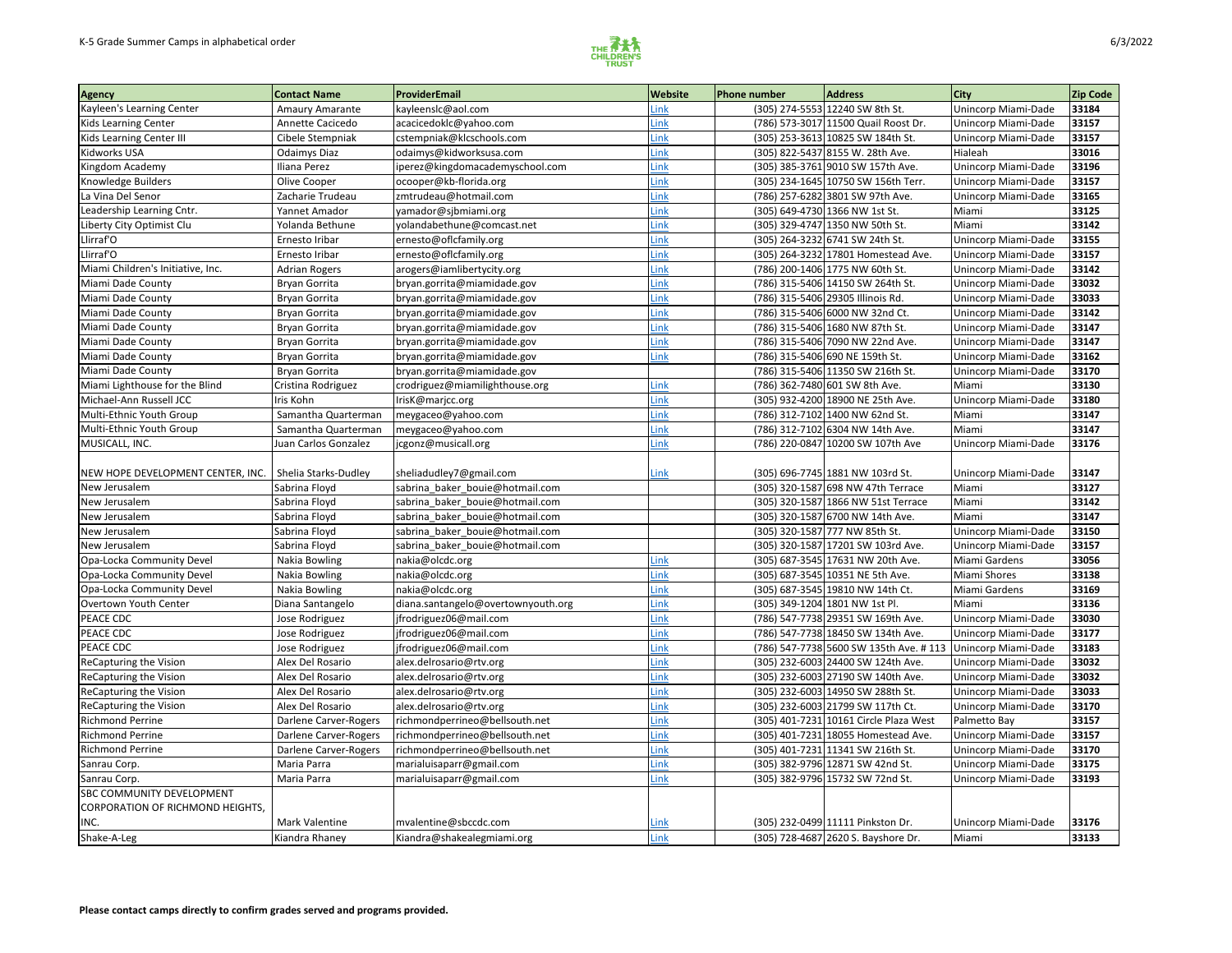| Agency | Contact Name | ProviderEmail | Website | Phone number | Address | City | Zip Code |
|---|---|---|---|---|---|---|---|
| Kayleen's Learning Center | Amaury Amarante | kayleenslc@aol.com | Link | (305) 274-5553 | 12240 SW 8th St. | Unincorp Miami-Dade | 33184 |
| Kids Learning Center | Annette Cacicedo | acacicedoklc@yahoo.com | Link | (786) 573-3017 | 11500 Quail Roost Dr. | Unincorp Miami-Dade | 33157 |
| Kids Learning Center III | Cibele Stempniak | cstempniak@klcschools.com | Link | (305) 253-3613 | 10825 SW 184th St. | Unincorp Miami-Dade | 33157 |
| Kidworks USA | Odaimys Diaz | odaimys@kidworksusa.com | Link | (305) 822-5437 | 8155 W. 28th Ave. | Hialeah | 33016 |
| Kingdom Academy | Iliana Perez | iperez@kingdomacademyschool.com | Link | (305) 385-3761 | 9010 SW 157th Ave. | Unincorp Miami-Dade | 33196 |
| Knowledge Builders | Olive Cooper | ocooper@kb-florida.org | Link | (305) 234-1645 | 10750 SW 156th Terr. | Unincorp Miami-Dade | 33157 |
| La Vina Del Senor | Zacharie Trudeau | zmtrudeau@hotmail.com | Link | (786) 257-6282 | 3801 SW 97th Ave. | Unincorp Miami-Dade | 33165 |
| Leadership Learning Cntr. | Yannet Amador | yamador@sjbmiami.org | Link | (305) 649-4730 | 1366 NW 1st St. | Miami | 33125 |
| Liberty City Optimist Clu | Yolanda Bethune | yolandabethune@comcast.net | Link | (305) 329-4747 | 1350 NW 50th St. | Miami | 33142 |
| Llirraf'O | Ernesto Iribar | ernesto@oflcfamily.org | Link | (305) 264-3232 | 6741 SW 24th St. | Unincorp Miami-Dade | 33155 |
| Llirraf'O | Ernesto Iribar | ernesto@oflcfamily.org | Link | (305) 264-3232 | 17801 Homestead Ave. | Unincorp Miami-Dade | 33157 |
| Miami Children's Initiative, Inc. | Adrian Rogers | arogers@iamlibertycity.org | Link | (786) 200-1406 | 1775 NW 60th St. | Unincorp Miami-Dade | 33142 |
| Miami Dade County | Bryan Gorrita | bryan.gorrita@miamidade.gov | Link | (786) 315-5406 | 14150 SW 264th St. | Unincorp Miami-Dade | 33032 |
| Miami Dade County | Bryan Gorrita | bryan.gorrita@miamidade.gov | Link | (786) 315-5406 | 29305 Illinois Rd. | Unincorp Miami-Dade | 33033 |
| Miami Dade County | Bryan Gorrita | bryan.gorrita@miamidade.gov | Link | (786) 315-5406 | 6000 NW 32nd Ct. | Unincorp Miami-Dade | 33142 |
| Miami Dade County | Bryan Gorrita | bryan.gorrita@miamidade.gov | Link | (786) 315-5406 | 1680 NW 87th St. | Unincorp Miami-Dade | 33147 |
| Miami Dade County | Bryan Gorrita | bryan.gorrita@miamidade.gov | Link | (786) 315-5406 | 7090 NW 22nd Ave. | Unincorp Miami-Dade | 33147 |
| Miami Dade County | Bryan Gorrita | bryan.gorrita@miamidade.gov | Link | (786) 315-5406 | 690 NE 159th St. | Unincorp Miami-Dade | 33162 |
| Miami Dade County | Bryan Gorrita | bryan.gorrita@miamidade.gov | | (786) 315-5406 | 11350 SW 216th St. | Unincorp Miami-Dade | 33170 |
| Miami Lighthouse for the Blind | Cristina Rodriguez | crodriguez@miamilighthouse.org | Link | (786) 362-7480 | 601 SW 8th Ave. | Miami | 33130 |
| Michael-Ann Russell JCC | Iris Kohn | IrisK@marjcc.org | Link | (305) 932-4200 | 18900 NE 25th Ave. | Unincorp Miami-Dade | 33180 |
| Multi-Ethnic Youth Group | Samantha Quarterman | meygaceo@yahoo.com | Link | (786) 312-7102 | 1400 NW 62nd St. | Miami | 33147 |
| Multi-Ethnic Youth Group | Samantha Quarterman | meygaceo@yahoo.com | Link | (786) 312-7102 | 6304 NW 14th Ave. | Miami | 33147 |
| MUSICALL, INC. | Juan Carlos Gonzalez | jcgonz@musicall.org | Link | (786) 220-0847 | 10200 SW 107th Ave | Unincorp Miami-Dade | 33176 |
| NEW HOPE DEVELOPMENT CENTER, INC. | Shelia Starks-Dudley | sheliadudley7@gmail.com | Link | (305) 696-7745 | 1881 NW 103rd St. | Unincorp Miami-Dade | 33147 |
| New Jerusalem | Sabrina Floyd | sabrina_baker_bouie@hotmail.com | | (305) 320-1587 | 698 NW 47th Terrace | Miami | 33127 |
| New Jerusalem | Sabrina Floyd | sabrina_baker_bouie@hotmail.com | | (305) 320-1587 | 1866 NW 51st Terrace | Miami | 33142 |
| New Jerusalem | Sabrina Floyd | sabrina_baker_bouie@hotmail.com | | (305) 320-1587 | 6700 NW 14th Ave. | Miami | 33147 |
| New Jerusalem | Sabrina Floyd | sabrina_baker_bouie@hotmail.com | | (305) 320-1587 | 777 NW 85th St. | Unincorp Miami-Dade | 33150 |
| New Jerusalem | Sabrina Floyd | sabrina_baker_bouie@hotmail.com | | (305) 320-1587 | 17201 SW 103rd Ave. | Unincorp Miami-Dade | 33157 |
| Opa-Locka Community Devel | Nakia Bowling | nakia@olcdc.org | Link | (305) 687-3545 | 17631 NW 20th Ave. | Miami Gardens | 33056 |
| Opa-Locka Community Devel | Nakia Bowling | nakia@olcdc.org | Link | (305) 687-3545 | 10351 NE 5th Ave. | Miami Shores | 33138 |
| Opa-Locka Community Devel | Nakia Bowling | nakia@olcdc.org | Link | (305) 687-3545 | 19810 NW 14th Ct. | Miami Gardens | 33169 |
| Overtown Youth Center | Diana Santangelo | diana.santangelo@overtownyouth.org | Link | (305) 349-1204 | 1801 NW 1st Pl. | Miami | 33136 |
| PEACE CDC | Jose Rodriguez | jfrodriguez06@mail.com | Link | (786) 547-7738 | 29351 SW 169th Ave. | Unincorp Miami-Dade | 33030 |
| PEACE CDC | Jose Rodriguez | jfrodriguez06@mail.com | Link | (786) 547-7738 | 18450 SW 134th Ave. | Unincorp Miami-Dade | 33177 |
| PEACE CDC | Jose Rodriguez | jfrodriguez06@mail.com | Link | (786) 547-7738 | 5600 SW 135th Ave. # 113 | Unincorp Miami-Dade | 33183 |
| ReCapturing the Vision | Alex Del Rosario | alex.delrosario@rtv.org | Link | (305) 232-6003 | 24400 SW 124th Ave. | Unincorp Miami-Dade | 33032 |
| ReCapturing the Vision | Alex Del Rosario | alex.delrosario@rtv.org | Link | (305) 232-6003 | 27190 SW 140th Ave. | Unincorp Miami-Dade | 33032 |
| ReCapturing the Vision | Alex Del Rosario | alex.delrosario@rtv.org | Link | (305) 232-6003 | 14950 SW 288th St. | Unincorp Miami-Dade | 33033 |
| ReCapturing the Vision | Alex Del Rosario | alex.delrosario@rtv.org | Link | (305) 232-6003 | 21799 SW 117th Ct. | Unincorp Miami-Dade | 33170 |
| Richmond Perrine | Darlene Carver-Rogers | richmondperrineo@bellsouth.net | Link | (305) 401-7231 | 10161 Circle Plaza West | Palmetto Bay | 33157 |
| Richmond Perrine | Darlene Carver-Rogers | richmondperrineo@bellsouth.net | Link | (305) 401-7231 | 18055 Homestead Ave. | Unincorp Miami-Dade | 33157 |
| Richmond Perrine | Darlene Carver-Rogers | richmondperrineo@bellsouth.net | Link | (305) 401-7231 | 11341 SW 216th St. | Unincorp Miami-Dade | 33170 |
| Sanrau Corp. | Maria Parra | marialuisaparr@gmail.com | Link | (305) 382-9796 | 12871 SW 42nd St. | Unincorp Miami-Dade | 33175 |
| Sanrau Corp. | Maria Parra | marialuisaparr@gmail.com | Link | (305) 382-9796 | 15732 SW 72nd St. | Unincorp Miami-Dade | 33193 |
| SBC COMMUNITY DEVELOPMENT CORPORATION OF RICHMOND HEIGHTS, INC. | Mark Valentine | mvalentine@sbccdc.com | Link | (305) 232-0499 | 11111 Pinkston Dr. | Unincorp Miami-Dade | 33176 |
| Shake-A-Leg | Kiandra Rhaney | Kiandra@shakealegmiami.org | Link | (305) 728-4687 | 2620 S. Bayshore Dr. | Miami | 33133 |

**Please contact camps directly to confirm grades served and programs provided.**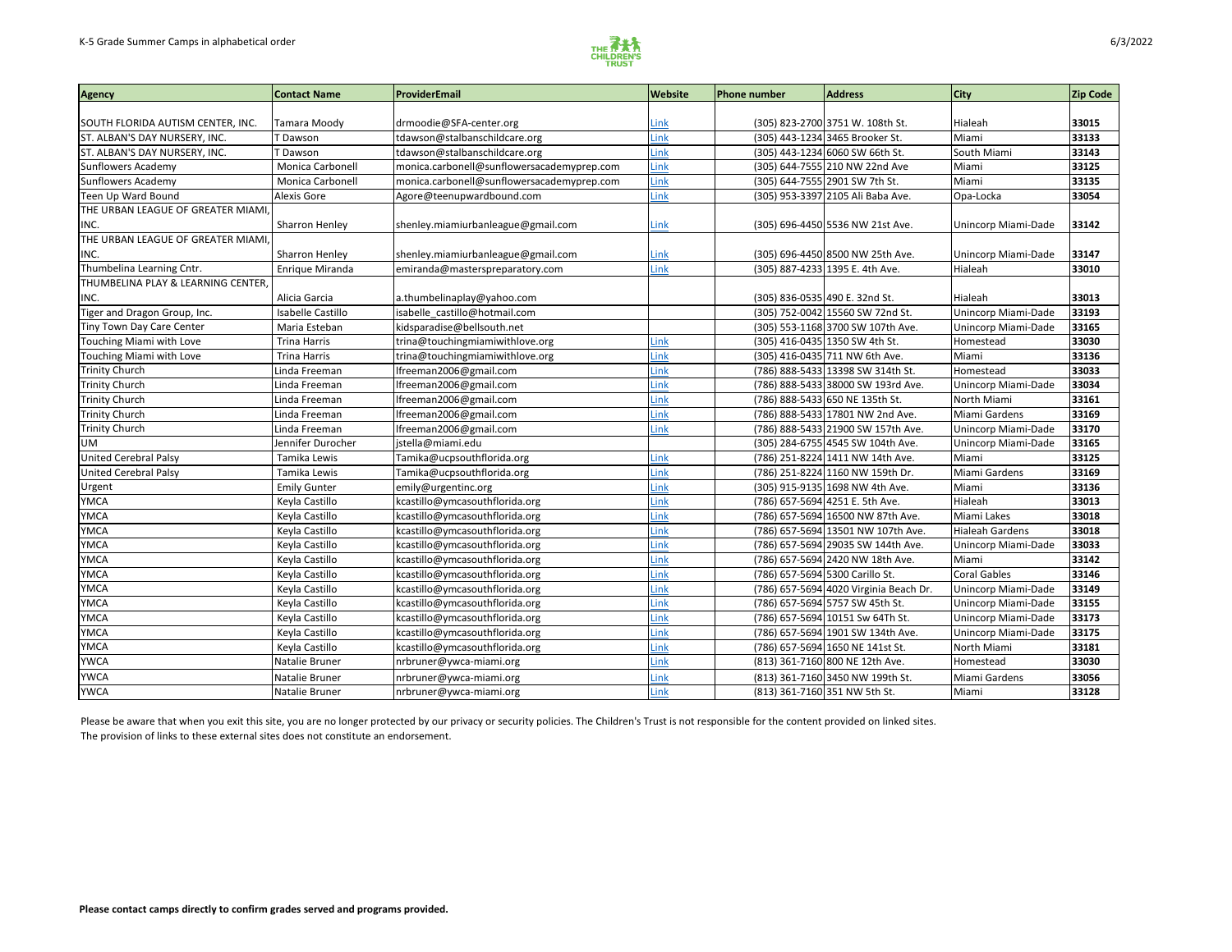| Agency | Contact Name | ProviderEmail | Website | Phone number | Address | City | Zip Code |
|---|---|---|---|---|---|---|---|
| SOUTH FLORIDA AUTISM CENTER, INC. | Tamara Moody | drmoodie@SFA-center.org | Link | (305) 823-2700 | 3751 W. 108th St. | Hialeah | 33015 |
| ST. ALBAN'S DAY NURSERY, INC. | T Dawson | tdawson@stalbanschildcare.org | Link | (305) 443-1234 | 3465 Brooker St. | Miami | 33133 |
| ST. ALBAN'S DAY NURSERY, INC. | T Dawson | tdawson@stalbanschildcare.org | Link | (305) 443-1234 | 6060 SW 66th St. | South Miami | 33143 |
| Sunflowers Academy | Monica Carbonell | monica.carbonell@sunflowersacademyprep.com | Link | (305) 644-7555 | 210 NW 22nd Ave | Miami | 33125 |
| Sunflowers Academy | Monica Carbonell | monica.carbonell@sunflowersacademyprep.com | Link | (305) 644-7555 | 2901 SW 7th St. | Miami | 33135 |
| Teen Up Ward Bound | Alexis Gore | Agore@teenupwardbound.com | Link | (305) 953-3397 | 2105 Ali Baba Ave. | Opa-Locka | 33054 |
| THE URBAN LEAGUE OF GREATER MIAMI, INC. | Sharron Henley | shenley.miamiurbanleague@gmail.com | Link | (305) 696-4450 | 5536 NW 21st Ave. | Unincorp Miami-Dade | 33142 |
| THE URBAN LEAGUE OF GREATER MIAMI, INC. | Sharron Henley | shenley.miamiurbanleague@gmail.com | Link | (305) 696-4450 | 8500 NW 25th Ave. | Unincorp Miami-Dade | 33147 |
| Thumbelina Learning Cntr. | Enrique Miranda | emiranda@masterspreparatory.com | Link | (305) 887-4233 | 1395 E. 4th Ave. | Hialeah | 33010 |
| THUMBELINA PLAY & LEARNING CENTER, INC. | Alicia Garcia | a.thumbelinaplay@yahoo.com | | (305) 836-0535 | 490 E. 32nd St. | Hialeah | 33013 |
| Tiger and Dragon Group, Inc. | Isabelle Castillo | isabelle_castillo@hotmail.com | | (305) 752-0042 | 15560 SW 72nd St. | Unincorp Miami-Dade | 33193 |
| Tiny Town Day Care Center | Maria Esteban | kidsparadise@bellsouth.net | | (305) 553-1168 | 3700 SW 107th Ave. | Unincorp Miami-Dade | 33165 |
| Touching Miami with Love | Trina Harris | trina@touchingmiamiwithlove.org | Link | (305) 416-0435 | 1350 SW 4th St. | Homestead | 33030 |
| Touching Miami with Love | Trina Harris | trina@touchingmiamiwithlove.org | Link | (305) 416-0435 | 711 NW 6th Ave. | Miami | 33136 |
| Trinity Church | Linda Freeman | lfreeman2006@gmail.com | Link | (786) 888-5433 | 13398 SW 314th St. | Homestead | 33033 |
| Trinity Church | Linda Freeman | lfreeman2006@gmail.com | Link | (786) 888-5433 | 38000 SW 193rd Ave. | Unincorp Miami-Dade | 33034 |
| Trinity Church | Linda Freeman | lfreeman2006@gmail.com | Link | (786) 888-5433 | 650 NE 135th St. | North Miami | 33161 |
| Trinity Church | Linda Freeman | lfreeman2006@gmail.com | Link | (786) 888-5433 | 17801 NW 2nd Ave. | Miami Gardens | 33169 |
| Trinity Church | Linda Freeman | lfreeman2006@gmail.com | Link | (786) 888-5433 | 21900 SW 157th Ave. | Unincorp Miami-Dade | 33170 |
| UM | Jennifer Durocher | jstella@miami.edu | | (305) 284-6755 | 4545 SW 104th Ave. | Unincorp Miami-Dade | 33165 |
| United Cerebral Palsy | Tamika Lewis | Tamika@ucpsouthflorida.org | Link | (786) 251-8224 | 1411 NW 14th Ave. | Miami | 33125 |
| United Cerebral Palsy | Tamika Lewis | Tamika@ucpsouthflorida.org | Link | (786) 251-8224 | 1160 NW 159th Dr. | Miami Gardens | 33169 |
| Urgent | Emily Gunter | emily@urgentinc.org | Link | (305) 915-9135 | 1698 NW 4th Ave. | Miami | 33136 |
| YMCA | Keyla Castillo | kcastillo@ymcasouthflorida.org | Link | (786) 657-5694 | 4251 E. 5th Ave. | Hialeah | 33013 |
| YMCA | Keyla Castillo | kcastillo@ymcasouthflorida.org | Link | (786) 657-5694 | 16500 NW 87th Ave. | Miami Lakes | 33018 |
| YMCA | Keyla Castillo | kcastillo@ymcasouthflorida.org | Link | (786) 657-5694 | 13501 NW 107th Ave. | Hialeah Gardens | 33018 |
| YMCA | Keyla Castillo | kcastillo@ymcasouthflorida.org | Link | (786) 657-5694 | 29035 SW 144th Ave. | Unincorp Miami-Dade | 33033 |
| YMCA | Keyla Castillo | kcastillo@ymcasouthflorida.org | Link | (786) 657-5694 | 2420 NW 18th Ave. | Miami | 33142 |
| YMCA | Keyla Castillo | kcastillo@ymcasouthflorida.org | Link | (786) 657-5694 | 5300 Carillo St. | Coral Gables | 33146 |
| YMCA | Keyla Castillo | kcastillo@ymcasouthflorida.org | Link | (786) 657-5694 | 4020 Virginia Beach Dr. | Unincorp Miami-Dade | 33149 |
| YMCA | Keyla Castillo | kcastillo@ymcasouthflorida.org | Link | (786) 657-5694 | 5757 SW 45th St. | Unincorp Miami-Dade | 33155 |
| YMCA | Keyla Castillo | kcastillo@ymcasouthflorida.org | Link | (786) 657-5694 | 10151 Sw 64Th St. | Unincorp Miami-Dade | 33173 |
| YMCA | Keyla Castillo | kcastillo@ymcasouthflorida.org | Link | (786) 657-5694 | 1901 SW 134th Ave. | Unincorp Miami-Dade | 33175 |
| YMCA | Keyla Castillo | kcastillo@ymcasouthflorida.org | Link | (786) 657-5694 | 1650 NE 141st St. | North Miami | 33181 |
| YWCA | Natalie Bruner | nrbruner@ywca-miami.org | Link | (813) 361-7160 | 800 NE 12th Ave. | Homestead | 33030 |
| YWCA | Natalie Bruner | nrbruner@ywca-miami.org | Link | (813) 361-7160 | 3450 NW 199th St. | Miami Gardens | 33056 |
| YWCA | Natalie Bruner | nrbruner@ywca-miami.org | Link | (813) 361-7160 | 351 NW 5th St. | Miami | 33128 |

Please be aware that when you exit this site, you are no longer protected by our privacy or security policies. The Children's Trust is not responsible for the content provided on linked sites.
The provision of links to these external sites does not constitute an endorsement.

**Please contact camps directly to confirm grades served and programs provided.**